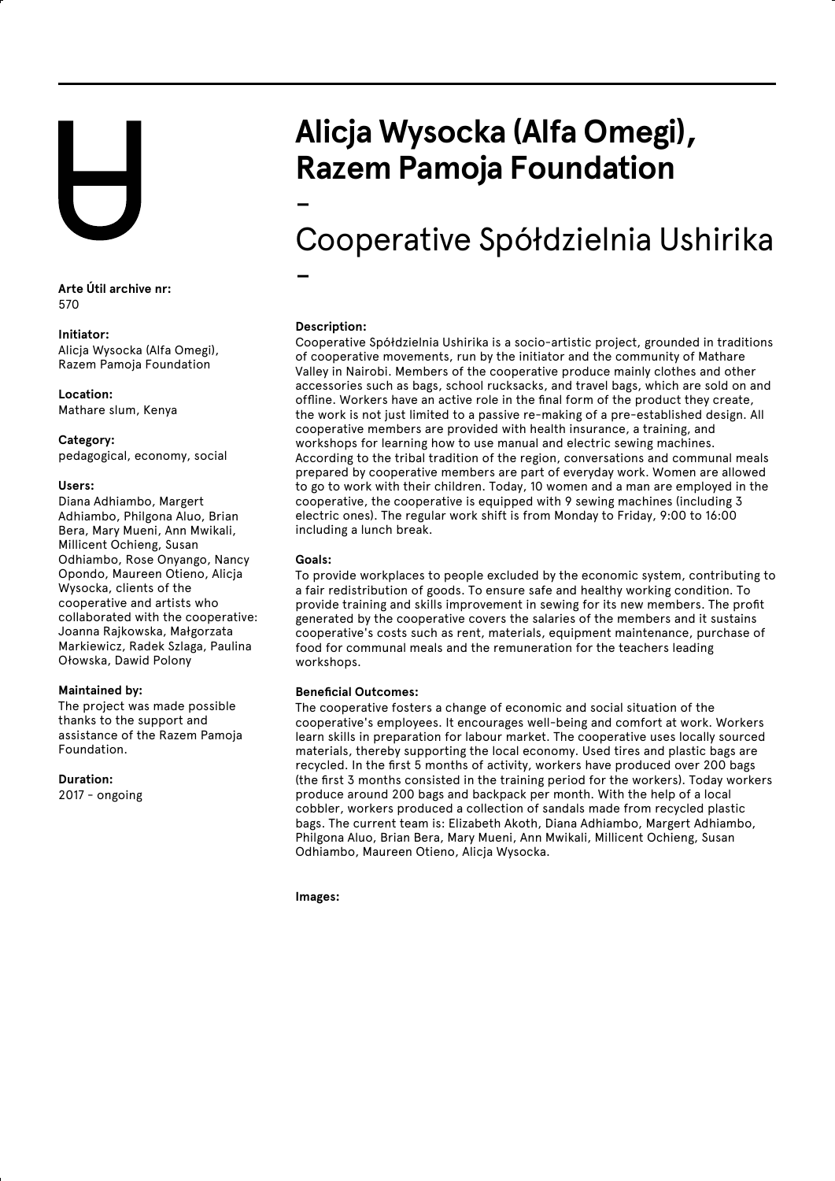# Alicja Wysocka (Alfa Omegi), Razem Pamoja Foundation

-

## Cooperative Spółdzielnia Ushirika

-

**Arte Útil archive nr:**
570

**Initiator:**
Alicja Wysocka (Alfa Omegi), Razem Pamoja Foundation

**Location:**
Mathare slum, Kenya

**Category:**
pedagogical, economy, social

**Users:**
Diana Adhiambo, Margert Adhiambo, Philgona Aluo, Brian Bera, Mary Mueni, Ann Mwikali, Millicent Ochieng, Susan Odhiambo, Rose Onyango, Nancy Opondo, Maureen Otieno, Alicja Wysocka, clients of the cooperative and artists who collaborated with the cooperative: Joanna Rajkowska, Małgorzata Markiewicz, Radek Szlaga, Paulina Ołowska, Dawid Polony

**Maintained by:**
The project was made possible thanks to the support and assistance of the Razem Pamoja Foundation.

**Duration:**
2017 - ongoing

**Description:**
Cooperative Spółdzielnia Ushirika is a socio-artistic project, grounded in traditions of cooperative movements, run by the initiator and the community of Mathare Valley in Nairobi. Members of the cooperative produce mainly clothes and other accessories such as bags, school rucksacks, and travel bags, which are sold on and offline. Workers have an active role in the final form of the product they create, the work is not just limited to a passive re-making of a pre-established design. All cooperative members are provided with health insurance, a training, and workshops for learning how to use manual and electric sewing machines. According to the tribal tradition of the region, conversations and communal meals prepared by cooperative members are part of everyday work. Women are allowed to go to work with their children. Today, 10 women and a man are employed in the cooperative, the cooperative is equipped with 9 sewing machines (including 3 electric ones). The regular work shift is from Monday to Friday, 9:00 to 16:00 including a lunch break.

**Goals:**
To provide workplaces to people excluded by the economic system, contributing to a fair redistribution of goods. To ensure safe and healthy working condition. To provide training and skills improvement in sewing for its new members. The profit generated by the cooperative covers the salaries of the members and it sustains cooperative's costs such as rent, materials, equipment maintenance, purchase of food for communal meals and the remuneration for the teachers leading workshops.

**Beneficial Outcomes:**
The cooperative fosters a change of economic and social situation of the cooperative's employees. It encourages well-being and comfort at work. Workers learn skills in preparation for labour market. The cooperative uses locally sourced materials, thereby supporting the local economy. Used tires and plastic bags are recycled. In the first 5 months of activity, workers have produced over 200 bags (the first 3 months consisted in the training period for the workers). Today workers produce around 200 bags and backpack per month. With the help of a local cobbler, workers produced a collection of sandals made from recycled plastic bags. The current team is: Elizabeth Akoth, Diana Adhiambo, Margert Adhiambo, Philgona Aluo, Brian Bera, Mary Mueni, Ann Mwikali, Millicent Ochieng, Susan Odhiambo, Maureen Otieno, Alicja Wysocka.

**Images:**